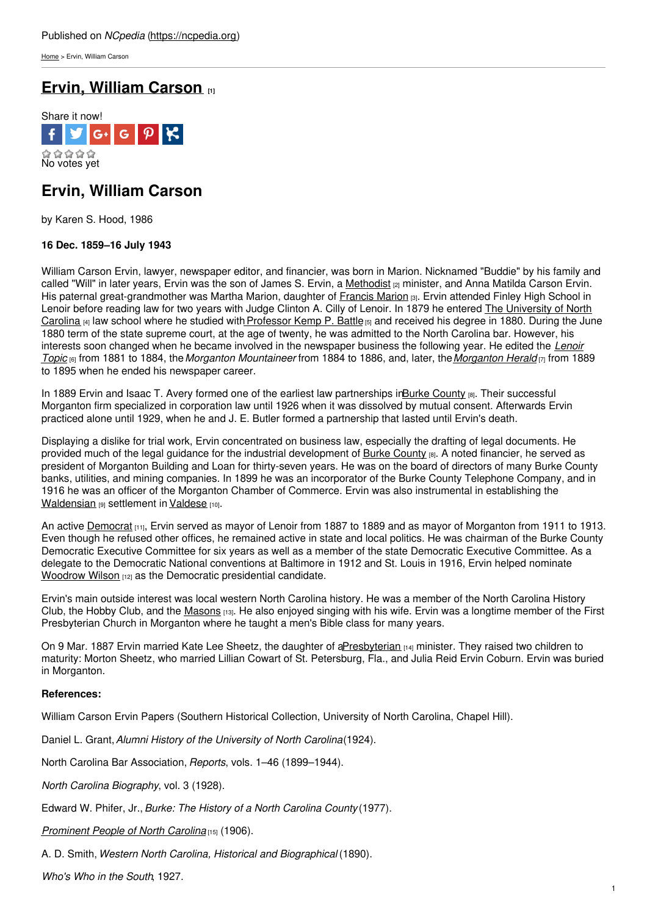Published on *NCpedia* (https://ncpedia.org)

Home > Ervin, William Carson

# Ervin, William Carson [1]

Share it now!

No votes yet

## Ervin, William Carson

by Karen S. Hood, 1986

**16 Dec. 1859–16 July 1943**

William Carson Ervin, lawyer, newspaper editor, and financier, was born in Marion. Nicknamed "Buddie" by his family and called "Will" in later years, Ervin was the son of James S. Ervin, a Methodist [2] minister, and Anna Matilda Carson Ervin. His paternal great-grandmother was Martha Marion, daughter of Francis Marion [3]. Ervin attended Finley High School in Lenoir before reading law for two years with Judge Clinton A. Cilly of Lenoir. In 1879 he entered The University of North Carolina [4] law school where he studied with Professor Kemp P. Battle [5] and received his degree in 1880. During the June 1880 term of the state supreme court, at the age of twenty, he was admitted to the North Carolina bar. However, his interests soon changed when he became involved in the newspaper business the following year. He edited the *Lenoir Topic* [6] from 1881 to 1884, the *Morganton Mountaineer* from 1884 to 1886, and, later, the *Morganton Herald* [7] from 1889 to 1895 when he ended his newspaper career.

In 1889 Ervin and Isaac T. Avery formed one of the earliest law partnerships in Burke County [8]. Their successful Morganton firm specialized in corporation law until 1926 when it was dissolved by mutual consent. Afterwards Ervin practiced alone until 1929, when he and J. E. Butler formed a partnership that lasted until Ervin's death.

Displaying a dislike for trial work, Ervin concentrated on business law, especially the drafting of legal documents. He provided much of the legal guidance for the industrial development of Burke County [8]. A noted financier, he served as president of Morganton Building and Loan for thirty-seven years. He was on the board of directors of many Burke County banks, utilities, and mining companies. In 1899 he was an incorporator of the Burke County Telephone Company, and in 1916 he was an officer of the Morganton Chamber of Commerce. Ervin was also instrumental in establishing the Waldensian [9] settlement in Valdese [10].

An active Democrat [11], Ervin served as mayor of Lenoir from 1887 to 1889 and as mayor of Morganton from 1911 to 1913. Even though he refused other offices, he remained active in state and local politics. He was chairman of the Burke County Democratic Executive Committee for six years as well as a member of the state Democratic Executive Committee. As a delegate to the Democratic National conventions at Baltimore in 1912 and St. Louis in 1916, Ervin helped nominate Woodrow Wilson [12] as the Democratic presidential candidate.

Ervin's main outside interest was local western North Carolina history. He was a member of the North Carolina History Club, the Hobby Club, and the Masons [13]. He also enjoyed singing with his wife. Ervin was a longtime member of the First Presbyterian Church in Morganton where he taught a men's Bible class for many years.

On 9 Mar. 1887 Ervin married Kate Lee Sheetz, the daughter of a Presbyterian [14] minister. They raised two children to maturity: Morton Sheetz, who married Lillian Cowart of St. Petersburg, Fla., and Julia Reid Ervin Coburn. Ervin was buried in Morganton.

**References:**

William Carson Ervin Papers (Southern Historical Collection, University of North Carolina, Chapel Hill).

Daniel L. Grant, *Alumni History of the University of North Carolina* (1924).

North Carolina Bar Association, *Reports*, vols. 1–46 (1899–1944).

*North Carolina Biography*, vol. 3 (1928).

Edward W. Phifer, Jr., *Burke: The History of a North Carolina County* (1977).

*Prominent People of North Carolina* [15] (1906).

A. D. Smith, *Western North Carolina, Historical and Biographical* (1890).

*Who's Who in the South*, 1927.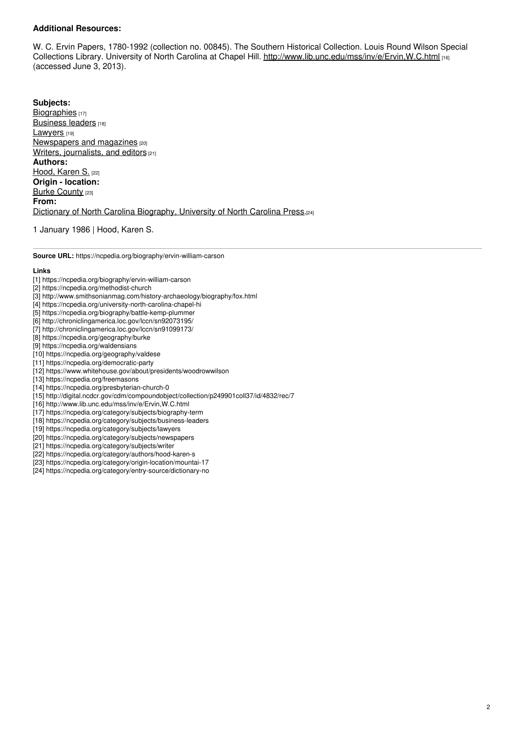**Additional Resources:**

W. C. Ervin Papers, 1780-1992 (collection no. 00845). The Southern Historical Collection. Louis Round Wilson Special Collections Library. University of North Carolina at Chapel Hill. http://www.lib.unc.edu/mss/inv/e/Ervin,W.C.html [16] (accessed June 3, 2013).

**Subjects:**
Biographies [17]
Business leaders [18]
Lawyers [19]
Newspapers and magazines [20]
Writers, journalists, and editors [21]
**Authors:**
Hood, Karen S. [22]
**Origin - location:**
Burke County [23]
**From:**
Dictionary of North Carolina Biography, University of North Carolina Press.[24]

1 January 1986 | Hood, Karen S.

**Source URL:** https://ncpedia.org/biography/ervin-william-carson

**Links**
[1] https://ncpedia.org/biography/ervin-william-carson
[2] https://ncpedia.org/methodist-church
[3] http://www.smithsonianmag.com/history-archaeology/biography/fox.html
[4] https://ncpedia.org/university-north-carolina-chapel-hi
[5] https://ncpedia.org/biography/battle-kemp-plummer
[6] http://chroniclingamerica.loc.gov/lccn/sn92073195/
[7] http://chroniclingamerica.loc.gov/lccn/sn91099173/
[8] https://ncpedia.org/geography/burke
[9] https://ncpedia.org/waldensians
[10] https://ncpedia.org/geography/valdese
[11] https://ncpedia.org/democratic-party
[12] https://www.whitehouse.gov/about/presidents/woodrowwilson
[13] https://ncpedia.org/freemasons
[14] https://ncpedia.org/presbyterian-church-0
[15] http://digital.ncdcr.gov/cdm/compoundobject/collection/p249901coll37/id/4832/rec/7
[16] http://www.lib.unc.edu/mss/inv/e/Ervin,W.C.html
[17] https://ncpedia.org/category/subjects/biography-term
[18] https://ncpedia.org/category/subjects/business-leaders
[19] https://ncpedia.org/category/subjects/lawyers
[20] https://ncpedia.org/category/subjects/newspapers
[21] https://ncpedia.org/category/subjects/writer
[22] https://ncpedia.org/category/authors/hood-karen-s
[23] https://ncpedia.org/category/origin-location/mountai-17
[24] https://ncpedia.org/category/entry-source/dictionary-no